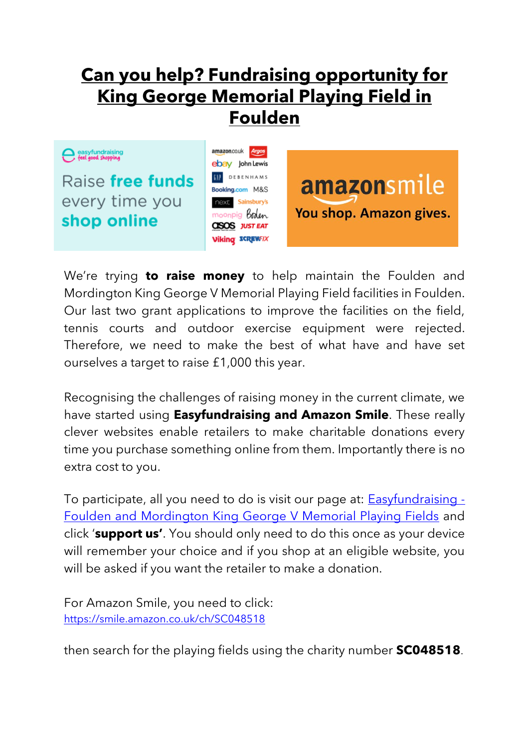# Can you help? Fundraising opportunity for King George Memorial Playing Field in Foulden

We're trying **to raise money** to help maintain the Foulden and Mordington King George V Memorial Playing Field facilities in Foulden. Our last two grant applications to improve the facilities on the field, tennis courts and outdoor exercise equipment were rejected. Therefore, we need to make the best of what have and have set ourselves a target to raise £1,000 this year.

Recognising the challenges of raising money in the current climate, we have started using **Easyfundraising and Amazon Smile**. These really clever websites enable retailers to make charitable donations every time you purchase something online from them. Importantly there is no extra cost to you.

To participate, all you need to do is visit our page at: [Easyfundraising - Foulden and Mordington King George V Memorial Playing Fields]() and click '**support us'**. You should only need to do this once as your device will remember your choice and if you shop at an eligible website, you will be asked if you want the retailer to make a donation.

For Amazon Smile, you need to click:
https://smile.amazon.co.uk/ch/SC048518

then search for the playing fields using the charity number **SC048518**.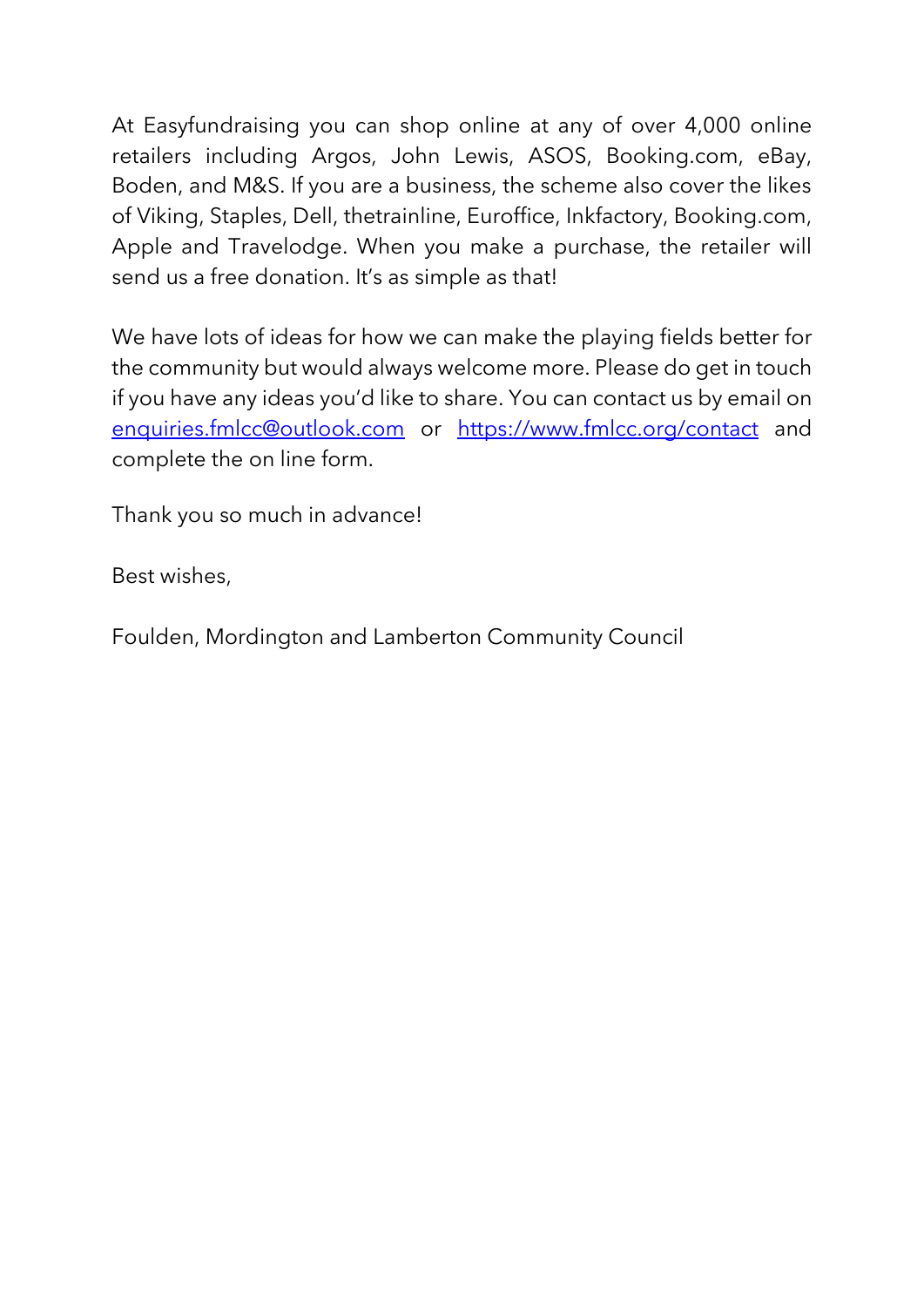At Easyfundraising you can shop online at any of over 4,000 online retailers including Argos, John Lewis, ASOS, Booking.com, eBay, Boden, and M&S. If you are a business, the scheme also cover the likes of Viking, Staples, Dell, thetrainline, Euroffice, Inkfactory, Booking.com, Apple and Travelodge. When you make a purchase, the retailer will send us a free donation. It's as simple as that!

We have lots of ideas for how we can make the playing fields better for the community but would always welcome more. Please do get in touch if you have any ideas you'd like to share. You can contact us by email on [enquiries.fmlcc@outlook.com](mailto:enquiries.fmlcc@outlook.com) or [https://www.fmlcc.org/contact](https://www.fmlcc.org/contact) and complete the on line form.

Thank you so much in advance!

Best wishes,

Foulden, Mordington and Lamberton Community Council